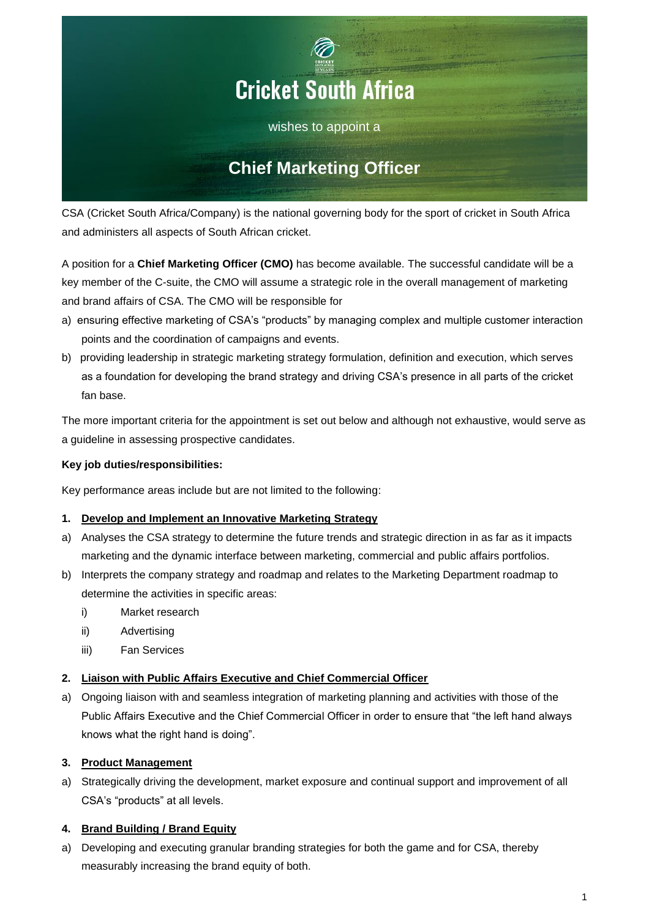# Cricket South Africa

wishes to appoint a

## Chief Marketing Officer

CSA (Cricket South Africa/Company) is the national governing body for the sport of cricket in South Africa and administers all aspects of South African cricket.

A position for a **Chief Marketing Officer (CMO)** has become available. The successful candidate will be a key member of the C-suite, the CMO will assume a strategic role in the overall management of marketing and brand affairs of CSA. The CMO will be responsible for

a) ensuring effective marketing of CSA's "products" by managing complex and multiple customer interaction points and the coordination of campaigns and events.

b) providing leadership in strategic marketing strategy formulation, definition and execution, which serves as a foundation for developing the brand strategy and driving CSA's presence in all parts of the cricket fan base.

The more important criteria for the appointment is set out below and although not exhaustive, would serve as a guideline in assessing prospective candidates.

**Key job duties/responsibilities:**

Key performance areas include but are not limited to the following:

**1. Develop and Implement an Innovative Marketing Strategy**

a) Analyses the CSA strategy to determine the future trends and strategic direction in as far as it impacts marketing and the dynamic interface between marketing, commercial and public affairs portfolios.

b) Interprets the company strategy and roadmap and relates to the Marketing Department roadmap to determine the activities in specific areas:
   - i) Market research
   - ii) Advertising
   - iii) Fan Services

**2. Liaison with Public Affairs Executive and Chief Commercial Officer**

a) Ongoing liaison with and seamless integration of marketing planning and activities with those of the Public Affairs Executive and the Chief Commercial Officer in order to ensure that "the left hand always knows what the right hand is doing".

**3. Product Management**

a) Strategically driving the development, market exposure and continual support and improvement of all CSA's "products" at all levels.

**4. Brand Building / Brand Equity**

a) Developing and executing granular branding strategies for both the game and for CSA, thereby measurably increasing the brand equity of both.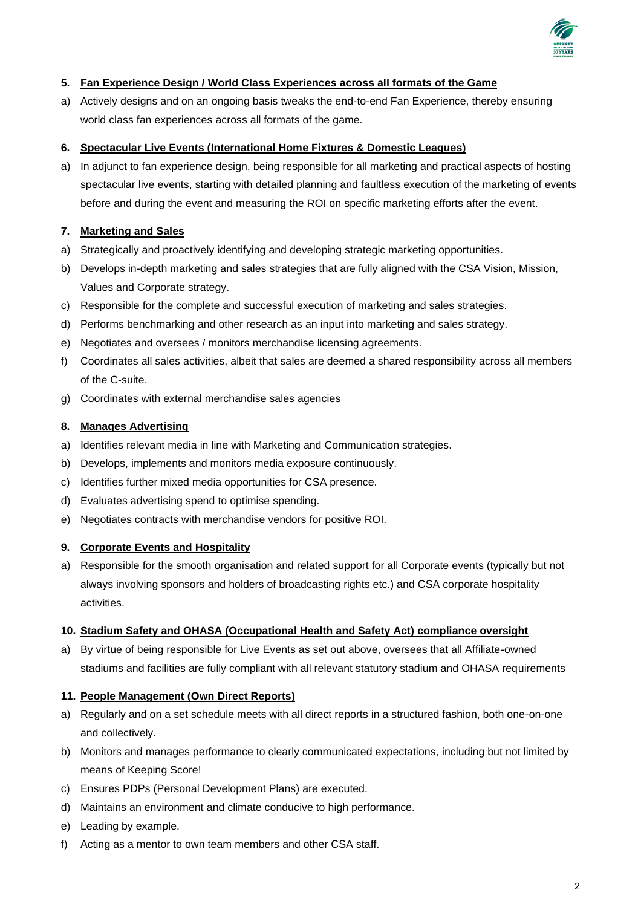5. **Fan Experience Design / World Class Experiences across all formats of the Game**

a) Actively designs and on an ongoing basis tweaks the end-to-end Fan Experience, thereby ensuring world class fan experiences across all formats of the game.

6. **Spectacular Live Events (International Home Fixtures & Domestic Leagues)**

a) In adjunct to fan experience design, being responsible for all marketing and practical aspects of hosting spectacular live events, starting with detailed planning and faultless execution of the marketing of events before and during the event and measuring the ROI on specific marketing efforts after the event.

7. **Marketing and Sales**

a) Strategically and proactively identifying and developing strategic marketing opportunities.
b) Develops in-depth marketing and sales strategies that are fully aligned with the CSA Vision, Mission, Values and Corporate strategy.
c) Responsible for the complete and successful execution of marketing and sales strategies.
d) Performs benchmarking and other research as an input into marketing and sales strategy.
e) Negotiates and oversees / monitors merchandise licensing agreements.
f) Coordinates all sales activities, albeit that sales are deemed a shared responsibility across all members of the C-suite.
g) Coordinates with external merchandise sales agencies

8. **Manages Advertising**

a) Identifies relevant media in line with Marketing and Communication strategies.
b) Develops, implements and monitors media exposure continuously.
c) Identifies further mixed media opportunities for CSA presence.
d) Evaluates advertising spend to optimise spending.
e) Negotiates contracts with merchandise vendors for positive ROI.

9. **Corporate Events and Hospitality**

a) Responsible for the smooth organisation and related support for all Corporate events (typically but not always involving sponsors and holders of broadcasting rights etc.) and CSA corporate hospitality activities.

10. **Stadium Safety and OHASA (Occupational Health and Safety Act) compliance oversight**

a) By virtue of being responsible for Live Events as set out above, oversees that all Affiliate-owned stadiums and facilities are fully compliant with all relevant statutory stadium and OHASA requirements

11. **People Management (Own Direct Reports)**

a) Regularly and on a set schedule meets with all direct reports in a structured fashion, both one-on-one and collectively.
b) Monitors and manages performance to clearly communicated expectations, including but not limited by means of Keeping Score!
c) Ensures PDPs (Personal Development Plans) are executed.
d) Maintains an environment and climate conducive to high performance.
e) Leading by example.
f) Acting as a mentor to own team members and other CSA staff.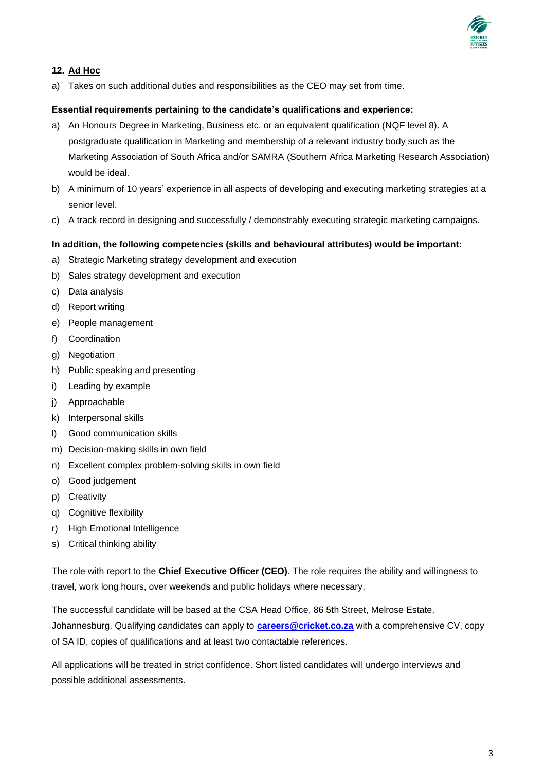**12. <u>Ad Hoc</u>**

a) Takes on such additional duties and responsibilities as the CEO may set from time.

**Essential requirements pertaining to the candidate's qualifications and experience:**

a) An Honours Degree in Marketing, Business etc. or an equivalent qualification (NQF level 8). A postgraduate qualification in Marketing and membership of a relevant industry body such as the Marketing Association of South Africa and/or SAMRA (Southern Africa Marketing Research Association) would be ideal.

b) A minimum of 10 years' experience in all aspects of developing and executing marketing strategies at a senior level.

c) A track record in designing and successfully / demonstrably executing strategic marketing campaigns.

**In addition, the following competencies (skills and behavioural attributes) would be important:**

a) Strategic Marketing strategy development and execution
b) Sales strategy development and execution
c) Data analysis
d) Report writing
e) People management
f) Coordination
g) Negotiation
h) Public speaking and presenting
i) Leading by example
j) Approachable
k) Interpersonal skills
l) Good communication skills
m) Decision-making skills in own field
n) Excellent complex problem-solving skills in own field
o) Good judgement
p) Creativity
q) Cognitive flexibility
r) High Emotional Intelligence
s) Critical thinking ability

The role with report to the **Chief Executive Officer (CEO)**. The role requires the ability and willingness to travel, work long hours, over weekends and public holidays where necessary.

The successful candidate will be based at the CSA Head Office, 86 5th Street, Melrose Estate, Johannesburg. Qualifying candidates can apply to **careers@cricket.co.za** with a comprehensive CV, copy of SA ID, copies of qualifications and at least two contactable references.

All applications will be treated in strict confidence. Short listed candidates will undergo interviews and possible additional assessments.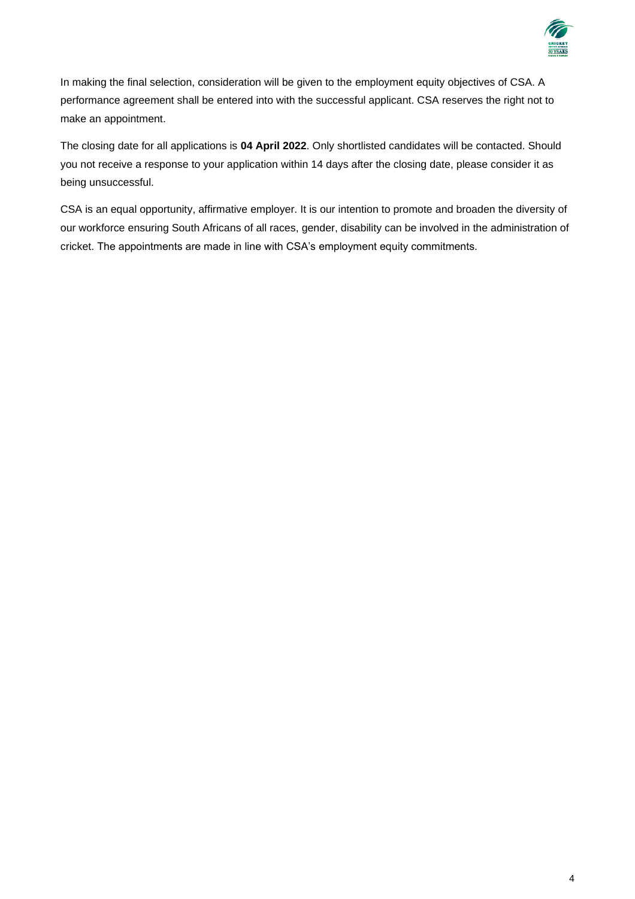In making the final selection, consideration will be given to the employment equity objectives of CSA. A performance agreement shall be entered into with the successful applicant. CSA reserves the right not to make an appointment.

The closing date for all applications is **04 April 2022**. Only shortlisted candidates will be contacted. Should you not receive a response to your application within 14 days after the closing date, please consider it as being unsuccessful.

CSA is an equal opportunity, affirmative employer. It is our intention to promote and broaden the diversity of our workforce ensuring South Africans of all races, gender, disability can be involved in the administration of cricket. The appointments are made in line with CSA's employment equity commitments.